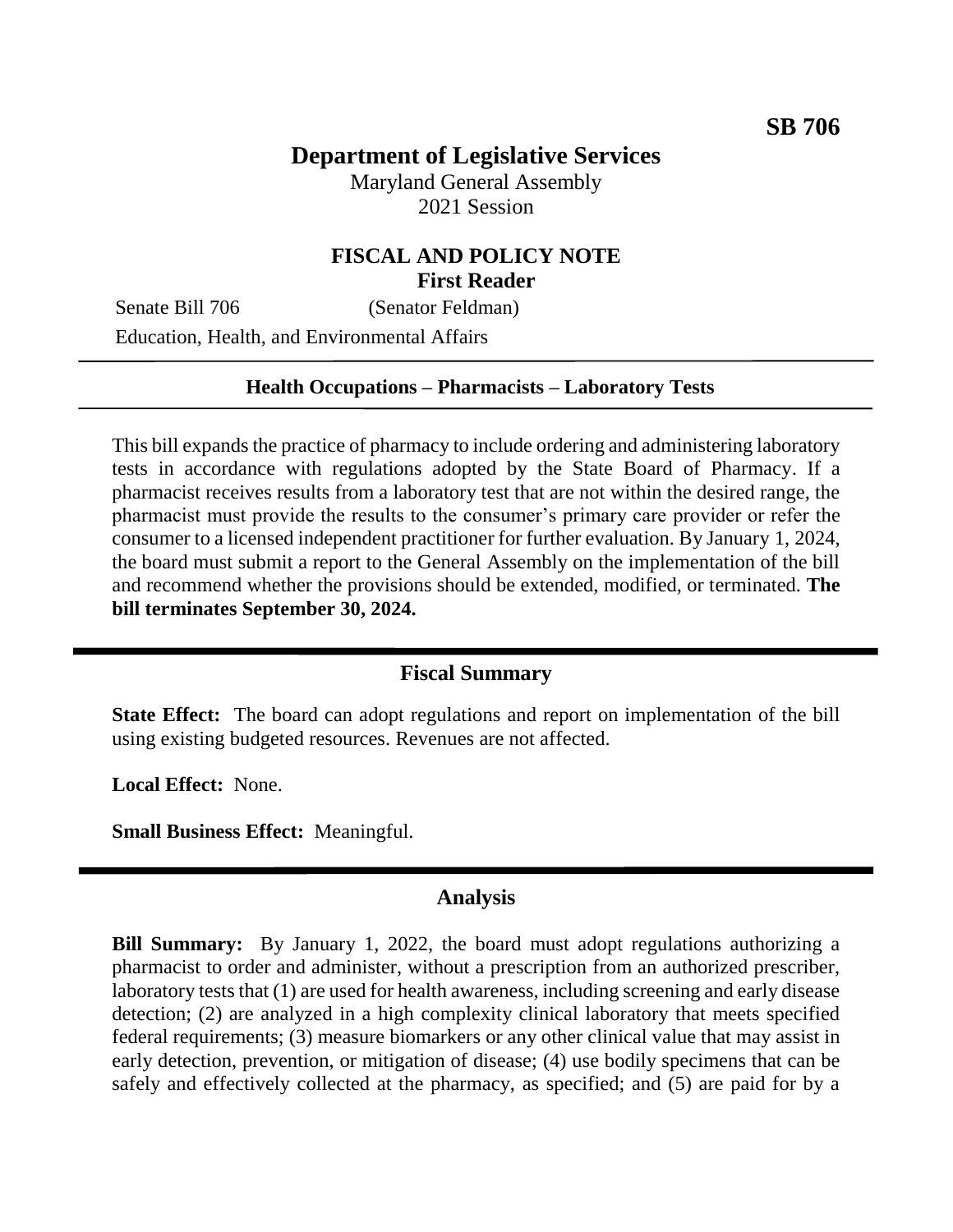**SB 706**

# Department of Legislative Services

Maryland General Assembly
2021 Session

## FISCAL AND POLICY NOTE
**First Reader**

Senate Bill 706 (Senator Feldman)
Education, Health, and Environmental Affairs

---

**Health Occupations – Pharmacists – Laboratory Tests**

---

This bill expands the practice of pharmacy to include ordering and administering laboratory tests in accordance with regulations adopted by the State Board of Pharmacy. If a pharmacist receives results from a laboratory test that are not within the desired range, the pharmacist must provide the results to the consumer's primary care provider or refer the consumer to a licensed independent practitioner for further evaluation. By January 1, 2024, the board must submit a report to the General Assembly on the implementation of the bill and recommend whether the provisions should be extended, modified, or terminated. **The bill terminates September 30, 2024.**

---

## Fiscal Summary

**State Effect:** The board can adopt regulations and report on implementation of the bill using existing budgeted resources. Revenues are not affected.

**Local Effect:** None.

**Small Business Effect:** Meaningful.

---

## Analysis

**Bill Summary:** By January 1, 2022, the board must adopt regulations authorizing a pharmacist to order and administer, without a prescription from an authorized prescriber, laboratory tests that (1) are used for health awareness, including screening and early disease detection; (2) are analyzed in a high complexity clinical laboratory that meets specified federal requirements; (3) measure biomarkers or any other clinical value that may assist in early detection, prevention, or mitigation of disease; (4) use bodily specimens that can be safely and effectively collected at the pharmacy, as specified; and (5) are paid for by a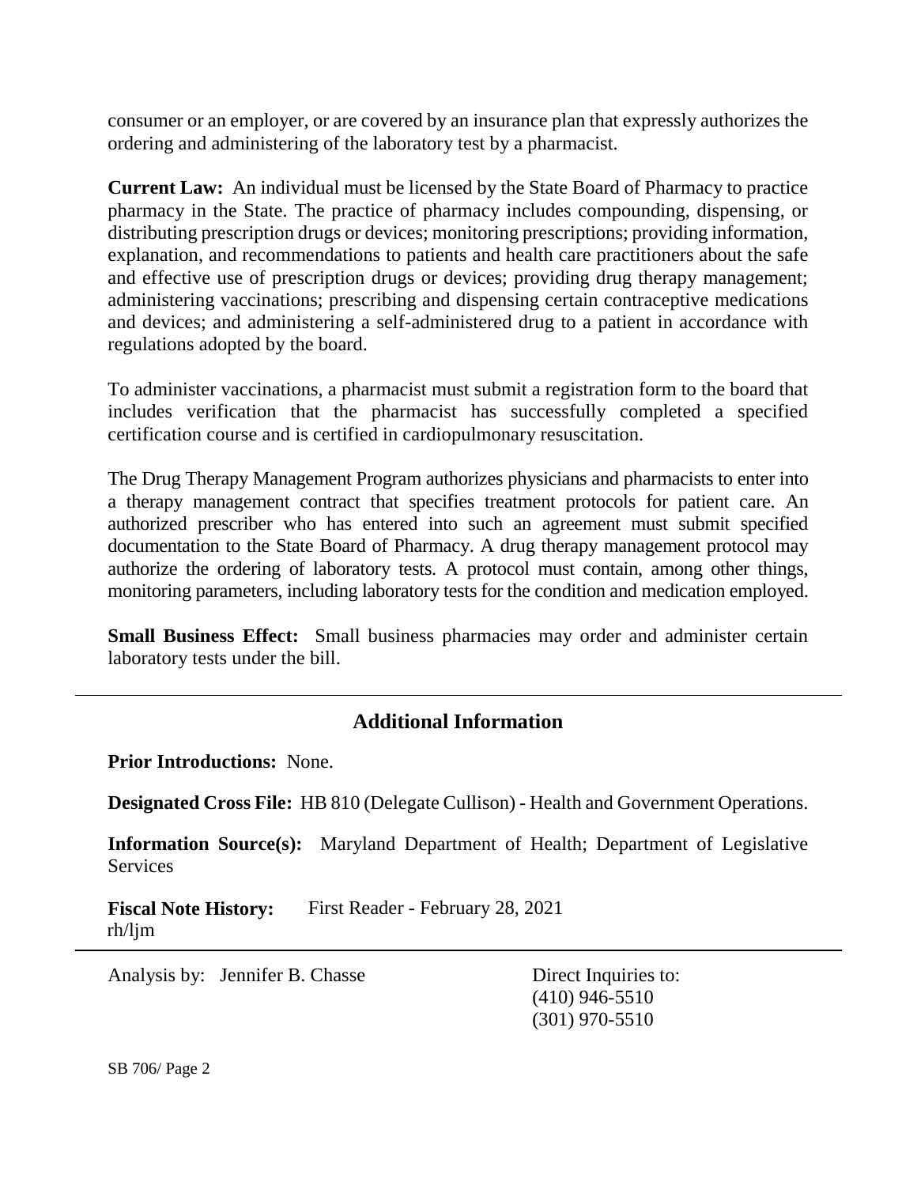consumer or an employer, or are covered by an insurance plan that expressly authorizes the ordering and administering of the laboratory test by a pharmacist.

**Current Law:** An individual must be licensed by the State Board of Pharmacy to practice pharmacy in the State. The practice of pharmacy includes compounding, dispensing, or distributing prescription drugs or devices; monitoring prescriptions; providing information, explanation, and recommendations to patients and health care practitioners about the safe and effective use of prescription drugs or devices; providing drug therapy management; administering vaccinations; prescribing and dispensing certain contraceptive medications and devices; and administering a self-administered drug to a patient in accordance with regulations adopted by the board.

To administer vaccinations, a pharmacist must submit a registration form to the board that includes verification that the pharmacist has successfully completed a specified certification course and is certified in cardiopulmonary resuscitation.

The Drug Therapy Management Program authorizes physicians and pharmacists to enter into a therapy management contract that specifies treatment protocols for patient care. An authorized prescriber who has entered into such an agreement must submit specified documentation to the State Board of Pharmacy. A drug therapy management protocol may authorize the ordering of laboratory tests. A protocol must contain, among other things, monitoring parameters, including laboratory tests for the condition and medication employed.

**Small Business Effect:** Small business pharmacies may order and administer certain laboratory tests under the bill.

## Additional Information

**Prior Introductions:** None.

**Designated Cross File:** HB 810 (Delegate Cullison) - Health and Government Operations.

**Information Source(s):** Maryland Department of Health; Department of Legislative Services

**Fiscal Note History:** First Reader - February 28, 2021
rh/ljm

Analysis by: Jennifer B. Chasse

Direct Inquiries to:
(410) 946-5510
(301) 970-5510